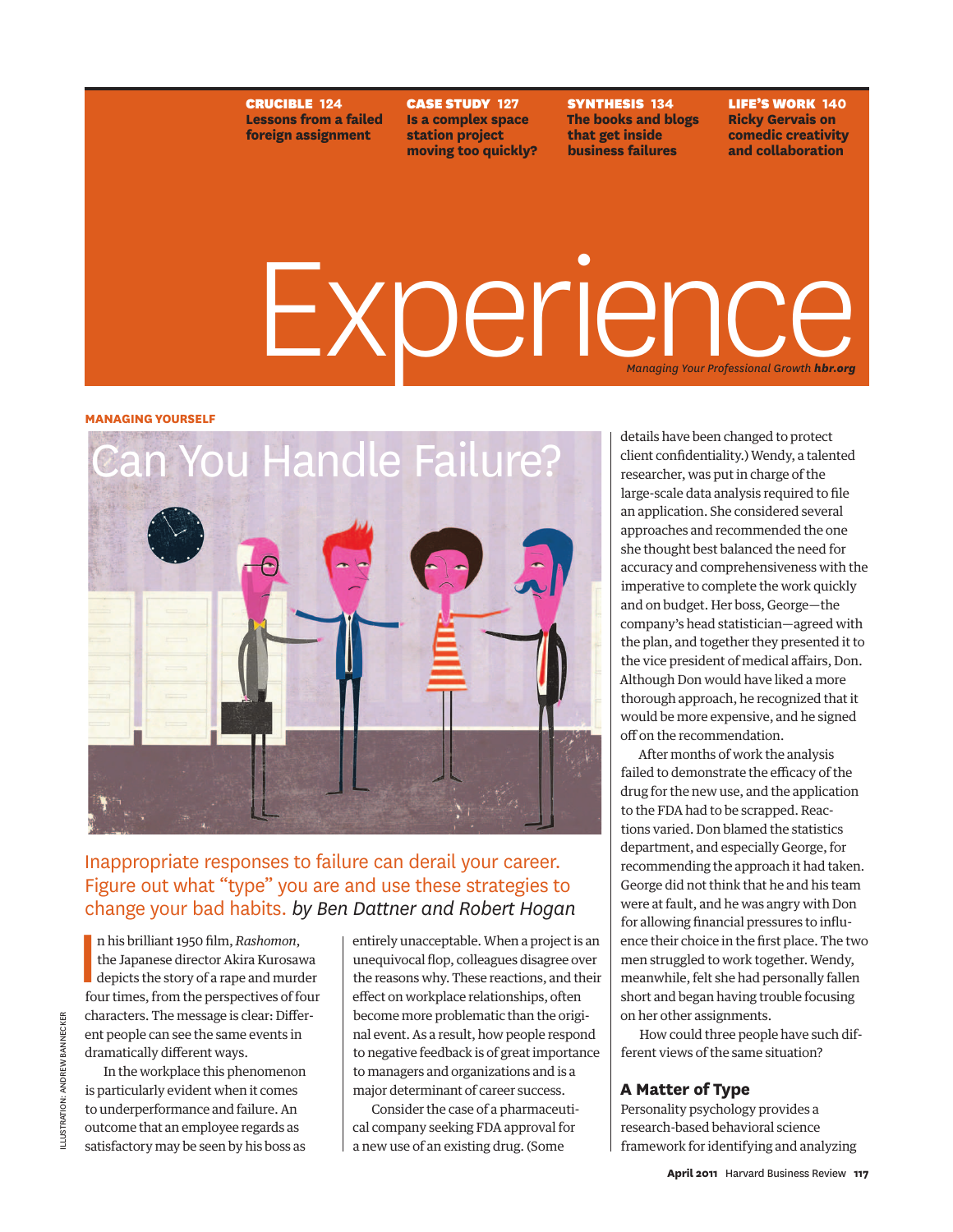**CRUCIBLE 124** Lessons from a failed foreign assignment

**CASE STUDY 127** Is a complex space station project moving too quickly?

**SYNTHESIS 134** The books and blogs that get inside business failures

**LIFE'S WORK 140** Ricky Gervais on comedic creativity and collaboration

# Experience

*Managing Your Professional Growth* ***hbr.org***

**MANAGING YOURSELF**

## Can You Handle Failure?

Inappropriate responses to failure can derail your career. Figure out what "type" you are and use these strategies to change your bad habits. *by Ben Dattner and Robert Hogan*

In his brilliant 1950 film, *Rashomon*, the Japanese director Akira Kurosawa depicts the story of a rape and murder four times, from the perspectives of four characters. The message is clear: Different people can see the same events in dramatically different ways.

In the workplace this phenomenon is particularly evident when it comes to underperformance and failure. An outcome that an employee regards as satisfactory may be seen by his boss as entirely unacceptable. When a project is an unequivocal flop, colleagues disagree over the reasons why. These reactions, and their effect on workplace relationships, often become more problematic than the original event. As a result, how people respond to negative feedback is of great importance to managers and organizations and is a major determinant of career success.

Consider the case of a pharmaceutical company seeking FDA approval for a new use of an existing drug. (Some details have been changed to protect client confidentiality.) Wendy, a talented researcher, was put in charge of the large-scale data analysis required to file an application. She considered several approaches and recommended the one she thought best balanced the need for accuracy and comprehensiveness with the imperative to complete the work quickly and on budget. Her boss, George—the company's head statistician—agreed with the plan, and together they presented it to the vice president of medical affairs, Don. Although Don would have liked a more thorough approach, he recognized that it would be more expensive, and he signed off on the recommendation.

After months of work the analysis failed to demonstrate the efficacy of the drug for the new use, and the application to the FDA had to be scrapped. Reactions varied. Don blamed the statistics department, and especially George, for recommending the approach it had taken. George did not think that he and his team were at fault, and he was angry with Don for allowing financial pressures to influence their choice in the first place. The two men struggled to work together. Wendy, meanwhile, felt she had personally fallen short and began having trouble focusing on her other assignments.

How could three people have such different views of the same situation?

### A Matter of Type

Personality psychology provides a research-based behavioral science framework for identifying and analyzing

ILLUSTRATION: ANDREW BANNECKER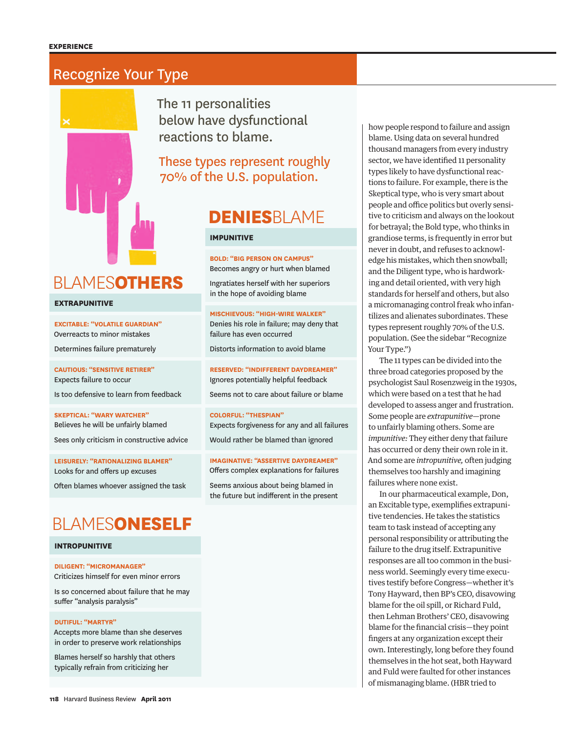## Recognize Your Type

The 11 personalities below have dysfunctional reactions to blame.

These types represent roughly 70% of the U.S. population.

### BLAMES**OTHERS**

**EXTRAPUNITIVE**

**EXCITABLE: "VOLATILE GUARDIAN"**
Overreacts to minor mistakes

Determines failure prematurely

**CAUTIOUS: "SENSITIVE RETIRER"**
Expects failure to occur

Is too defensive to learn from feedback

**SKEPTICAL: "WARY WATCHER"**
Believes he will be unfairly blamed

Sees only criticism in constructive advice

**LEISURELY: "RATIONALIZING BLAMER"**
Looks for and offers up excuses

Often blames whoever assigned the task

### BLAMES**ONESELF**

**INTROPUNITIVE**

**DILIGENT: "MICROMANAGER"**
Criticizes himself for even minor errors

Is so concerned about failure that he may suffer "analysis paralysis"

**DUTIFUL: "MARTYR"**
Accepts more blame than she deserves in order to preserve work relationships

Blames herself so harshly that others typically refrain from criticizing her

### **DENIES**BLAME

**IMPUNITIVE**

**BOLD: "BIG PERSON ON CAMPUS"**
Becomes angry or hurt when blamed

Ingratiates herself with her superiors in the hope of avoiding blame

**MISCHIEVOUS: "HIGH-WIRE WALKER"**
Denies his role in failure; may deny that failure has even occurred

Distorts information to avoid blame

**RESERVED: "INDIFFERENT DAYDREAMER"**
Ignores potentially helpful feedback

Seems not to care about failure or blame

**COLORFUL: "THESPIAN"**
Expects forgiveness for any and all failures

Would rather be blamed than ignored

**IMAGINATIVE: "ASSERTIVE DAYDREAMER"**
Offers complex explanations for failures

Seems anxious about being blamed in the future but indifferent in the present

how people respond to failure and assign blame. Using data on several hundred thousand managers from every industry sector, we have identified 11 personality types likely to have dysfunctional reactions to failure. For example, there is the Skeptical type, who is very smart about people and office politics but overly sensitive to criticism and always on the lookout for betrayal; the Bold type, who thinks in grandiose terms, is frequently in error but never in doubt, and refuses to acknowledge his mistakes, which then snowball; and the Diligent type, who is hardworking and detail oriented, with very high standards for herself and others, but also a micromanaging control freak who infantilizes and alienates subordinates. These types represent roughly 70% of the U.S. population. (See the sidebar "Recognize Your Type.")

The 11 types can be divided into the three broad categories proposed by the psychologist Saul Rosenzweig in the 1930s, which were based on a test that he had developed to assess anger and frustration. Some people are *extrapunitive*—prone to unfairly blaming others. Some are *impunitive:* They either deny that failure has occurred or deny their own role in it. And some are *intropunitive,* often judging themselves too harshly and imagining failures where none exist.

In our pharmaceutical example, Don, an Excitable type, exemplifies extrapunitive tendencies. He takes the statistics team to task instead of accepting any personal responsibility or attributing the failure to the drug itself. Extrapunitive responses are all too common in the business world. Seemingly every time executives testify before Congress—whether it's Tony Hayward, then BP's CEO, disavowing blame for the oil spill, or Richard Fuld, then Lehman Brothers' CEO, disavowing blame for the financial crisis—they point fingers at any organization except their own. Interestingly, long before they found themselves in the hot seat, both Hayward and Fuld were faulted for other instances of mismanaging blame. (HBR tried to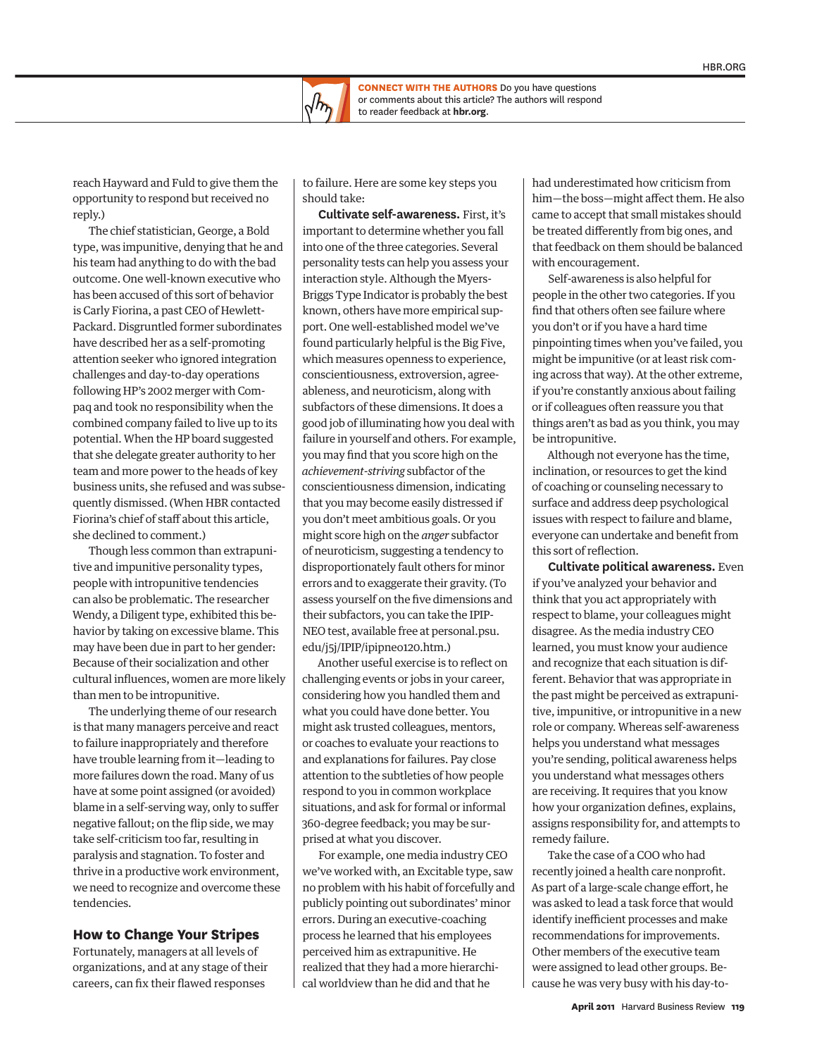**CONNECT WITH THE AUTHORS** Do you have questions or comments about this article? The authors will respond to reader feedback at **hbr.org**.

reach Hayward and Fuld to give them the opportunity to respond but received no reply.)

The chief statistician, George, a Bold type, was impunitive, denying that he and his team had anything to do with the bad outcome. One well-known executive who has been accused of this sort of behavior is Carly Fiorina, a past CEO of Hewlett-Packard. Disgruntled former subordinates have described her as a self-promoting attention seeker who ignored integration challenges and day-to-day operations following HP's 2002 merger with Compaq and took no responsibility when the combined company failed to live up to its potential. When the HP board suggested that she delegate greater authority to her team and more power to the heads of key business units, she refused and was subsequently dismissed. (When HBR contacted Fiorina's chief of staff about this article, she declined to comment.)

Though less common than extrapunitive and impunitive personality types, people with intropunitive tendencies can also be problematic. The researcher Wendy, a Diligent type, exhibited this behavior by taking on excessive blame. This may have been due in part to her gender: Because of their socialization and other cultural influences, women are more likely than men to be intropunitive.

The underlying theme of our research is that many managers perceive and react to failure inappropriately and therefore have trouble learning from it—leading to more failures down the road. Many of us have at some point assigned (or avoided) blame in a self-serving way, only to suffer negative fallout; on the flip side, we may take self-criticism too far, resulting in paralysis and stagnation. To foster and thrive in a productive work environment, we need to recognize and overcome these tendencies.

## How to Change Your Stripes

Fortunately, managers at all levels of organizations, and at any stage of their careers, can fix their flawed responses to failure. Here are some key steps you should take:

**Cultivate self-awareness.** First, it's important to determine whether you fall into one of the three categories. Several personality tests can help you assess your interaction style. Although the Myers-Briggs Type Indicator is probably the best known, others have more empirical support. One well-established model we've found particularly helpful is the Big Five, which measures openness to experience, conscientiousness, extroversion, agreeableness, and neuroticism, along with subfactors of these dimensions. It does a good job of illuminating how you deal with failure in yourself and others. For example, you may find that you score high on the *achievement-striving* subfactor of the conscientiousness dimension, indicating that you may become easily distressed if you don't meet ambitious goals. Or you might score high on the *anger* subfactor of neuroticism, suggesting a tendency to disproportionately fault others for minor errors and to exaggerate their gravity. (To assess yourself on the five dimensions and their subfactors, you can take the IPIP-NEO test, available free at personal.psu.edu/j5j/IPIP/ipipneo120.htm.)

Another useful exercise is to reflect on challenging events or jobs in your career, considering how you handled them and what you could have done better. You might ask trusted colleagues, mentors, or coaches to evaluate your reactions to and explanations for failures. Pay close attention to the subtleties of how people respond to you in common workplace situations, and ask for formal or informal 360-degree feedback; you may be surprised at what you discover.

For example, one media industry CEO we've worked with, an Excitable type, saw no problem with his habit of forcefully and publicly pointing out subordinates' minor errors. During an executive-coaching process he learned that his employees perceived him as extrapunitive. He realized that they had a more hierarchical worldview than he did and that he had underestimated how criticism from him—the boss—might affect them. He also came to accept that small mistakes should be treated differently from big ones, and that feedback on them should be balanced with encouragement.

Self-awareness is also helpful for people in the other two categories. If you find that others often see failure where you don't or if you have a hard time pinpointing times when you've failed, you might be impunitive (or at least risk coming across that way). At the other extreme, if you're constantly anxious about failing or if colleagues often reassure you that things aren't as bad as you think, you may be intropunitive.

Although not everyone has the time, inclination, or resources to get the kind of coaching or counseling necessary to surface and address deep psychological issues with respect to failure and blame, everyone can undertake and benefit from this sort of reflection.

**Cultivate political awareness.** Even if you've analyzed your behavior and think that you act appropriately with respect to blame, your colleagues might disagree. As the media industry CEO learned, you must know your audience and recognize that each situation is different. Behavior that was appropriate in the past might be perceived as extrapunitive, impunitive, or intropunitive in a new role or company. Whereas self-awareness helps you understand what messages you're sending, political awareness helps you understand what messages others are receiving. It requires that you know how your organization defines, explains, assigns responsibility for, and attempts to remedy failure.

Take the case of a COO who had recently joined a health care nonprofit. As part of a large-scale change effort, he was asked to lead a task force that would identify inefficient processes and make recommendations for improvements. Other members of the executive team were assigned to lead other groups. Because he was very busy with his day-to-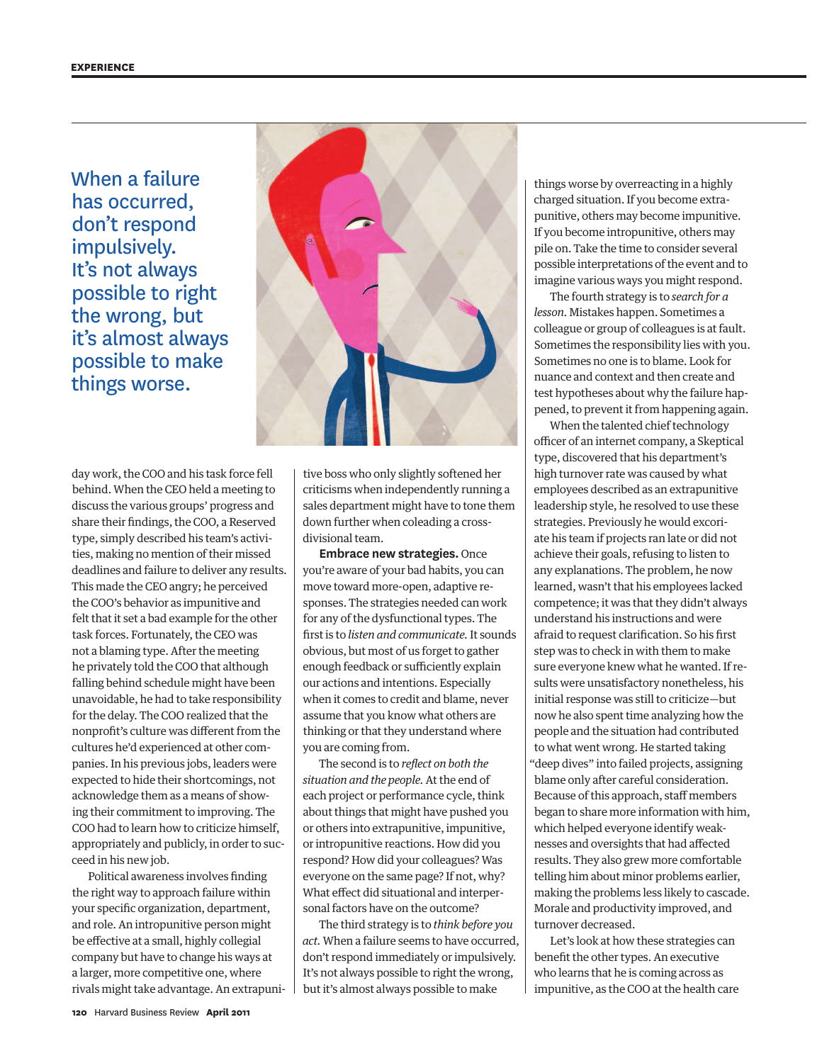When a failure has occurred, don't respond impulsively. It's not always possible to right the wrong, but it's almost always possible to make things worse.

day work, the COO and his task force fell behind. When the CEO held a meeting to discuss the various groups' progress and share their findings, the COO, a Reserved type, simply described his team's activities, making no mention of their missed deadlines and failure to deliver any results. This made the CEO angry; he perceived the COO's behavior as impunitive and felt that it set a bad example for the other task forces. Fortunately, the CEO was not a blaming type. After the meeting he privately told the COO that although falling behind schedule might have been unavoidable, he had to take responsibility for the delay. The COO realized that the nonprofit's culture was different from the cultures he'd experienced at other companies. In his previous jobs, leaders were expected to hide their shortcomings, not acknowledge them as a means of showing their commitment to improving. The COO had to learn how to criticize himself, appropriately and publicly, in order to succeed in his new job.

Political awareness involves finding the right way to approach failure within your specific organization, department, and role. An intropunitive person might be effective at a small, highly collegial company but have to change his ways at a larger, more competitive one, where rivals might take advantage. An extrapunitive boss who only slightly softened her criticisms when independently running a sales department might have to tone them down further when coleading a cross-divisional team.

**Embrace new strategies.** Once you're aware of your bad habits, you can move toward more-open, adaptive responses. The strategies needed can work for any of the dysfunctional types. The first is to *listen and communicate.* It sounds obvious, but most of us forget to gather enough feedback or sufficiently explain our actions and intentions. Especially when it comes to credit and blame, never assume that you know what others are thinking or that they understand where you are coming from.

The second is to *reflect on both the situation and the people.* At the end of each project or performance cycle, think about things that might have pushed you or others into extrapunitive, impunitive, or intropunitive reactions. How did you respond? How did your colleagues? Was everyone on the same page? If not, why? What effect did situational and interpersonal factors have on the outcome?

The third strategy is to *think before you act.* When a failure seems to have occurred, don't respond immediately or impulsively. It's not always possible to right the wrong, but it's almost always possible to make things worse by overreacting in a highly charged situation. If you become extrapunitive, others may become impunitive. If you become intropunitive, others may pile on. Take the time to consider several possible interpretations of the event and to imagine various ways you might respond.

The fourth strategy is to *search for a lesson.* Mistakes happen. Sometimes a colleague or group of colleagues is at fault. Sometimes the responsibility lies with you. Sometimes no one is to blame. Look for nuance and context and then create and test hypotheses about why the failure happened, to prevent it from happening again.

When the talented chief technology officer of an internet company, a Skeptical type, discovered that his department's high turnover rate was caused by what employees described as an extrapunitive leadership style, he resolved to use these strategies. Previously he would excoriate his team if projects ran late or did not achieve their goals, refusing to listen to any explanations. The problem, he now learned, wasn't that his employees lacked competence; it was that they didn't always understand his instructions and were afraid to request clarification. So his first step was to check in with them to make sure everyone knew what he wanted. If results were unsatisfactory nonetheless, his initial response was still to criticize—but now he also spent time analyzing how the people and the situation had contributed to what went wrong. He started taking "deep dives" into failed projects, assigning blame only after careful consideration. Because of this approach, staff members began to share more information with him, which helped everyone identify weaknesses and oversights that had affected results. They also grew more comfortable telling him about minor problems earlier, making the problems less likely to cascade. Morale and productivity improved, and turnover decreased.

Let's look at how these strategies can benefit the other types. An executive who learns that he is coming across as impunitive, as the COO at the health care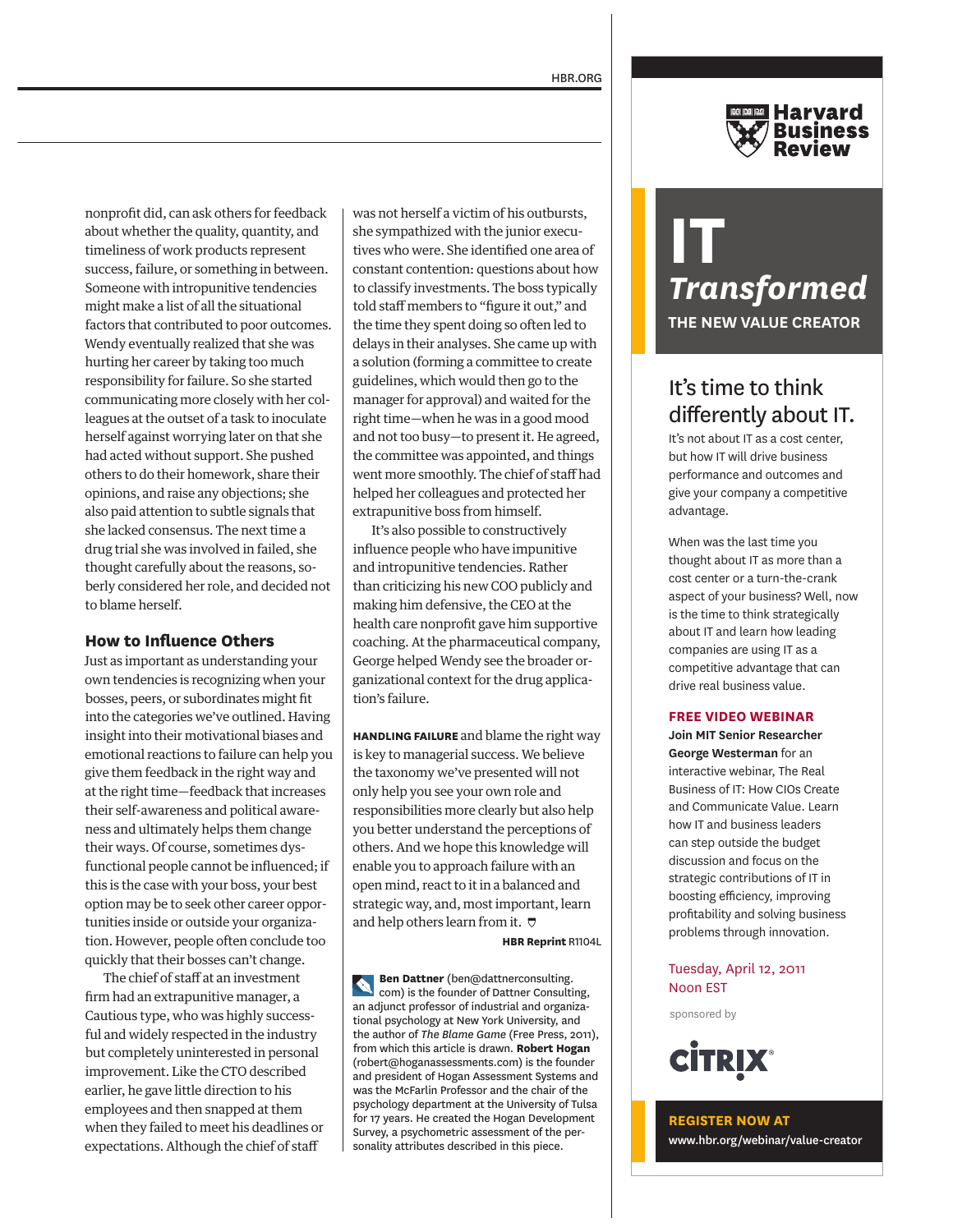nonprofit did, can ask others for feedback about whether the quality, quantity, and timeliness of work products represent success, failure, or something in between. Someone with intropunitive tendencies might make a list of all the situational factors that contributed to poor outcomes. Wendy eventually realized that she was hurting her career by taking too much responsibility for failure. So she started communicating more closely with her colleagues at the outset of a task to inoculate herself against worrying later on that she had acted without support. She pushed others to do their homework, share their opinions, and raise any objections; she also paid attention to subtle signals that she lacked consensus. The next time a drug trial she was involved in failed, she thought carefully about the reasons, soberly considered her role, and decided not to blame herself.

### How to Influence Others

Just as important as understanding your own tendencies is recognizing when your bosses, peers, or subordinates might fit into the categories we've outlined. Having insight into their motivational biases and emotional reactions to failure can help you give them feedback in the right way and at the right time—feedback that increases their self-awareness and political awareness and ultimately helps them change their ways. Of course, sometimes dysfunctional people cannot be influenced; if this is the case with your boss, your best option may be to seek other career opportunities inside or outside your organization. However, people often conclude too quickly that their bosses can't change.

The chief of staff at an investment firm had an extrapunitive manager, a Cautious type, who was highly successful and widely respected in the industry but completely uninterested in personal improvement. Like the CTO described earlier, he gave little direction to his employees and then snapped at them when they failed to meet his deadlines or expectations. Although the chief of staff was not herself a victim of his outbursts, she sympathized with the junior executives who were. She identified one area of constant contention: questions about how to classify investments. The boss typically told staff members to "figure it out," and the time they spent doing so often led to delays in their analyses. She came up with a solution (forming a committee to create guidelines, which would then go to the manager for approval) and waited for the right time—when he was in a good mood and not too busy—to present it. He agreed, the committee was appointed, and things went more smoothly. The chief of staff had helped her colleagues and protected her extrapunitive boss from himself.

It's also possible to constructively influence people who have impunitive and intropunitive tendencies. Rather than criticizing his new COO publicly and making him defensive, the CEO at the health care nonprofit gave him supportive coaching. At the pharmaceutical company, George helped Wendy see the broader organizational context for the drug application's failure.

**HANDLING FAILURE** and blame the right way is key to managerial success. We believe the taxonomy we've presented will not only help you see your own role and responsibilities more clearly but also help you better understand the perceptions of others. And we hope this knowledge will enable you to approach failure with an open mind, react to it in a balanced and strategic way, and, most important, learn and help others learn from it. ▽

**HBR Reprint** R1104L

**Ben Dattner** (ben@dattnerconsulting.com) is the founder of Dattner Consulting, an adjunct professor of industrial and organizational psychology at New York University, and the author of *The Blame Game* (Free Press, 2011), from which this article is drawn. **Robert Hogan** (robert@hoganassessments.com) is the founder and president of Hogan Assessment Systems and was the McFarlin Professor and the chair of the psychology department at the University of Tulsa for 17 years. He created the Hogan Development Survey, a psychometric assessment of the personality attributes described in this piece.

Harvard Business Review

# IT *Transformed*

THE NEW VALUE CREATOR

## It's time to think differently about IT.

It's not about IT as a cost center, but how IT will drive business performance and outcomes and give your company a competitive advantage.

When was the last time you thought about IT as more than a cost center or a turn-the-crank aspect of your business? Well, now is the time to think strategically about IT and learn how leading companies are using IT as a competitive advantage that can drive real business value.

**FREE VIDEO WEBINAR**

**Join MIT Senior Researcher George Westerman** for an interactive webinar, The Real Business of IT: How CIOs Create and Communicate Value. Learn how IT and business leaders can step outside the budget discussion and focus on the strategic contributions of IT in boosting efficiency, improving profitability and solving business problems through innovation.

Tuesday, April 12, 2011
Noon EST

sponsored by

CITRIX

**REGISTER NOW AT**
www.hbr.org/webinar/value-creator